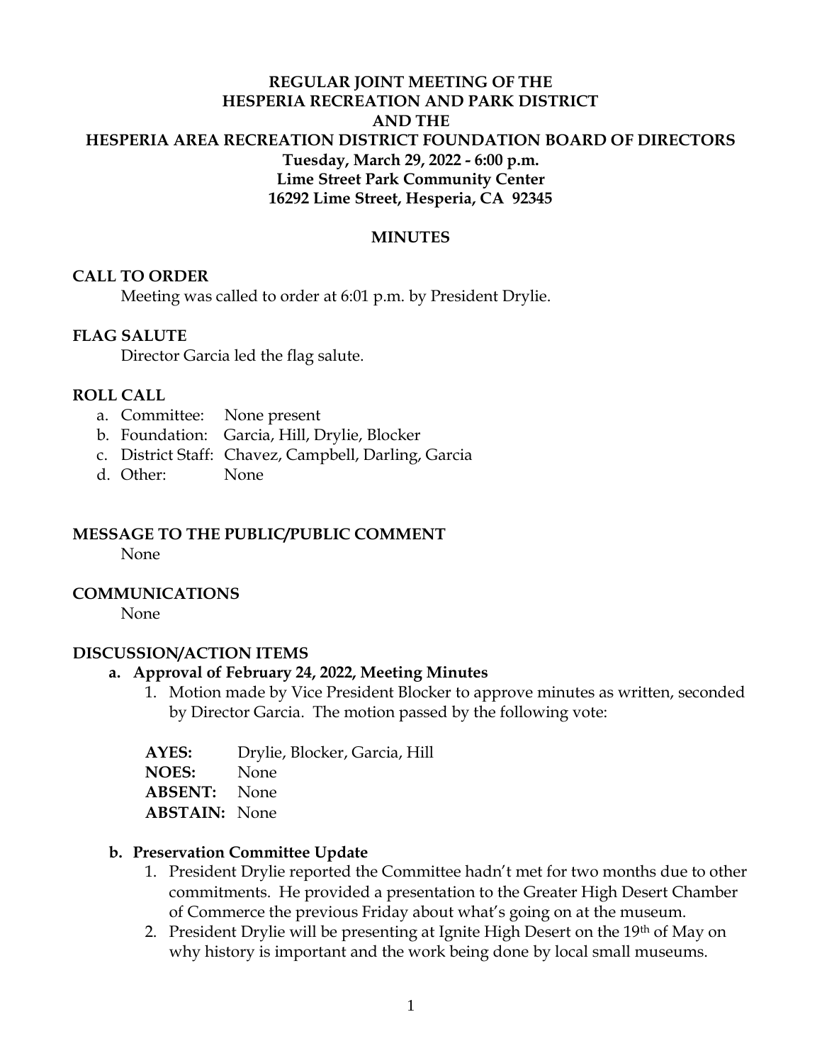# REGULAR JOINT MEETING OF THE HESPERIA RECREATION AND PARK DISTRICT AND THE HESPERIA AREA RECREATION DISTRICT FOUNDATION BOARD OF DIRECTORS

**Tuesday, March 29, 2022 - 6:00 p.m.**
**Lime Street Park Community Center**
**16292 Lime Street, Hesperia, CA 92345**

## MINUTES

### CALL TO ORDER

Meeting was called to order at 6:01 p.m. by President Drylie.

### FLAG SALUTE

Director Garcia led the flag salute.

### ROLL CALL

a. Committee: None present
b. Foundation: Garcia, Hill, Drylie, Blocker
c. District Staff: Chavez, Campbell, Darling, Garcia
d. Other: None

### MESSAGE TO THE PUBLIC/PUBLIC COMMENT

None

### COMMUNICATIONS

None

### DISCUSSION/ACTION ITEMS

**a. Approval of February 24, 2022, Meeting Minutes**

1. Motion made by Vice President Blocker to approve minutes as written, seconded by Director Garcia. The motion passed by the following vote:

**AYES:** Drylie, Blocker, Garcia, Hill
**NOES:** None
**ABSENT:** None
**ABSTAIN:** None

**b. Preservation Committee Update**

1. President Drylie reported the Committee hadn't met for two months due to other commitments. He provided a presentation to the Greater High Desert Chamber of Commerce the previous Friday about what's going on at the museum.
2. President Drylie will be presenting at Ignite High Desert on the 19th of May on why history is important and the work being done by local small museums.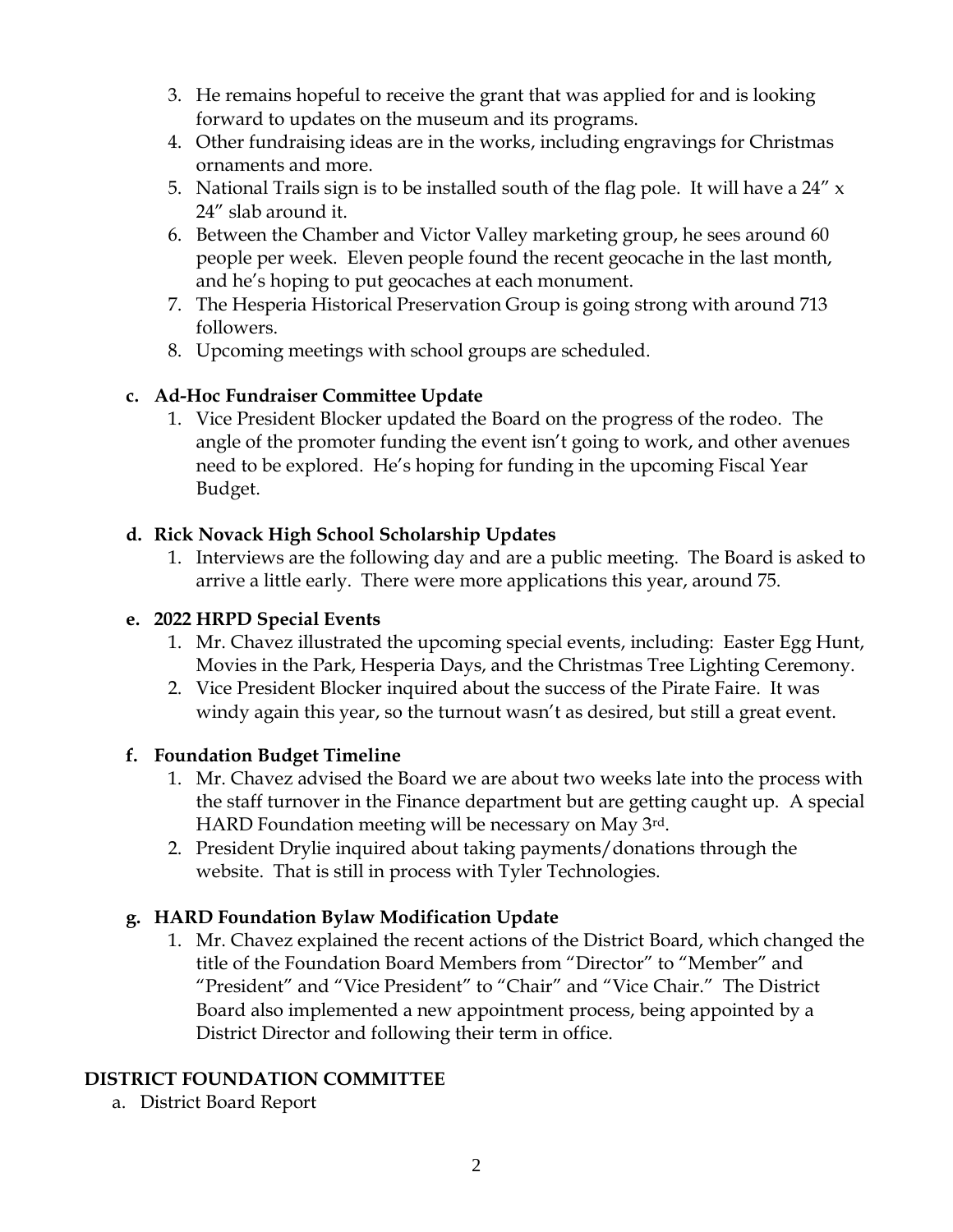3. He remains hopeful to receive the grant that was applied for and is looking forward to updates on the museum and its programs.
4. Other fundraising ideas are in the works, including engravings for Christmas ornaments and more.
5. National Trails sign is to be installed south of the flag pole. It will have a 24" x 24" slab around it.
6. Between the Chamber and Victor Valley marketing group, he sees around 60 people per week. Eleven people found the recent geocache in the last month, and he's hoping to put geocaches at each monument.
7. The Hesperia Historical Preservation Group is going strong with around 713 followers.
8. Upcoming meetings with school groups are scheduled.

**c. Ad-Hoc Fundraiser Committee Update**

1. Vice President Blocker updated the Board on the progress of the rodeo. The angle of the promoter funding the event isn't going to work, and other avenues need to be explored. He's hoping for funding in the upcoming Fiscal Year Budget.

**d. Rick Novack High School Scholarship Updates**

1. Interviews are the following day and are a public meeting. The Board is asked to arrive a little early. There were more applications this year, around 75.

**e. 2022 HRPD Special Events**

1. Mr. Chavez illustrated the upcoming special events, including: Easter Egg Hunt, Movies in the Park, Hesperia Days, and the Christmas Tree Lighting Ceremony.
2. Vice President Blocker inquired about the success of the Pirate Faire. It was windy again this year, so the turnout wasn't as desired, but still a great event.

**f. Foundation Budget Timeline**

1. Mr. Chavez advised the Board we are about two weeks late into the process with the staff turnover in the Finance department but are getting caught up. A special HARD Foundation meeting will be necessary on May 3rd.
2. President Drylie inquired about taking payments/donations through the website. That is still in process with Tyler Technologies.

**g. HARD Foundation Bylaw Modification Update**

1. Mr. Chavez explained the recent actions of the District Board, which changed the title of the Foundation Board Members from "Director" to "Member" and "President" and "Vice President" to "Chair" and "Vice Chair." The District Board also implemented a new appointment process, being appointed by a District Director and following their term in office.

**DISTRICT FOUNDATION COMMITTEE**

a. District Board Report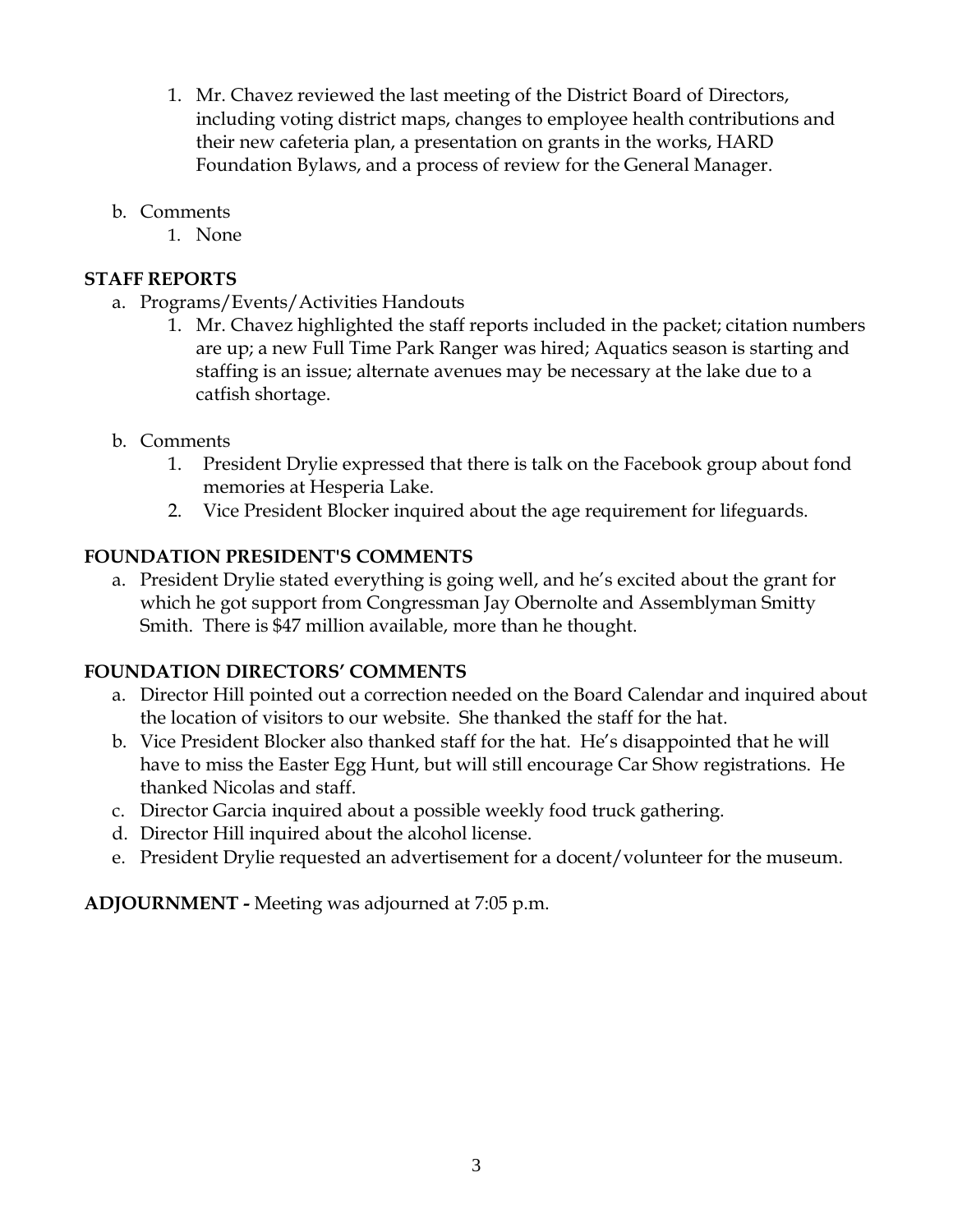1. Mr. Chavez reviewed the last meeting of the District Board of Directors, including voting district maps, changes to employee health contributions and their new cafeteria plan, a presentation on grants in the works, HARD Foundation Bylaws, and a process of review for the General Manager.

b. Comments
   1. None

**STAFF REPORTS**

a. Programs/Events/Activities Handouts
   1. Mr. Chavez highlighted the staff reports included in the packet; citation numbers are up; a new Full Time Park Ranger was hired; Aquatics season is starting and staffing is an issue; alternate avenues may be necessary at the lake due to a catfish shortage.

b. Comments
   1. President Drylie expressed that there is talk on the Facebook group about fond memories at Hesperia Lake.
   2. Vice President Blocker inquired about the age requirement for lifeguards.

**FOUNDATION PRESIDENT'S COMMENTS**

a. President Drylie stated everything is going well, and he's excited about the grant for which he got support from Congressman Jay Obernolte and Assemblyman Smitty Smith. There is $47 million available, more than he thought.

**FOUNDATION DIRECTORS' COMMENTS**

a. Director Hill pointed out a correction needed on the Board Calendar and inquired about the location of visitors to our website. She thanked the staff for the hat.
b. Vice President Blocker also thanked staff for the hat. He's disappointed that he will have to miss the Easter Egg Hunt, but will still encourage Car Show registrations. He thanked Nicolas and staff.
c. Director Garcia inquired about a possible weekly food truck gathering.
d. Director Hill inquired about the alcohol license.
e. President Drylie requested an advertisement for a docent/volunteer for the museum.

**ADJOURNMENT -** Meeting was adjourned at 7:05 p.m.